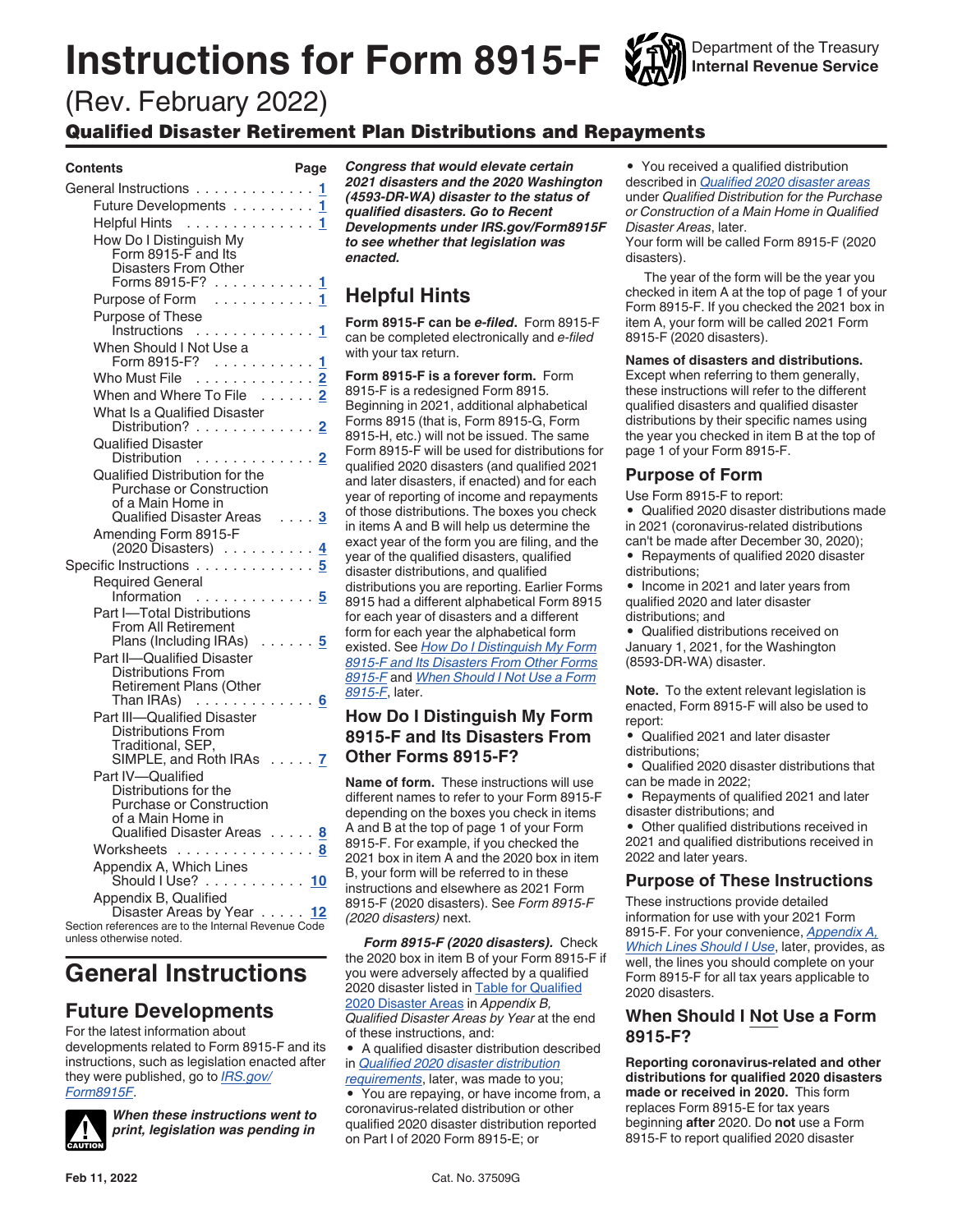# Instructions for Form 8915-F

Department of the Treasury
Internal Revenue Service

(Rev. February 2022)

## Qualified Disaster Retirement Plan Distributions and Repayments

Section references are to the Internal Revenue Code unless otherwise noted.

| Contents | Page |
|---|---|
| General Instructions | 1 |
| Future Developments | 1 |
| Helpful Hints | 1 |
| How Do I Distinguish My Form 8915-F and Its Disasters From Other Forms 8915-F? | 1 |
| Purpose of Form | 1 |
| Purpose of These Instructions | 1 |
| When Should I Not Use a Form 8915-F? | 1 |
| Who Must File | 2 |
| When and Where To File | 2 |
| What Is a Qualified Disaster Distribution? | 2 |
| Qualified Disaster Distribution | 2 |
| Qualified Distribution for the Purchase or Construction of a Main Home in Qualified Disaster Areas | 3 |
| Amending Form 8915-F (2020 Disasters) | 4 |
| Specific Instructions | 5 |
| Required General Information | 5 |
| Part I—Total Distributions From All Retirement Plans (Including IRAs) | 5 |
| Part II—Qualified Disaster Distributions From Retirement Plans (Other Than IRAs) | 6 |
| Part III—Qualified Disaster Distributions From Traditional, SEP, SIMPLE, and Roth IRAs | 7 |
| Part IV—Qualified Distributions for the Purchase or Construction of a Main Home in Qualified Disaster Areas | 8 |
| Worksheets | 8 |
| Appendix A, Which Lines Should I Use? | 10 |
| Appendix B, Qualified Disaster Areas by Year | 12 |

# General Instructions

## Future Developments

For the latest information about developments related to Form 8915-F and its instructions, such as legislation enacted after they were published, go to *IRS.gov/Form8915F*.

**CAUTION:** ***When these instructions went to print, legislation was pending in Congress that would elevate certain 2021 disasters and the 2020 Washington (4593-DR-WA) disaster to the status of qualified disasters. Go to Recent Developments under IRS.gov/Form8915F to see whether that legislation was enacted.***

## Helpful Hints

**Form 8915-F can be *e-filed*.** Form 8915-F can be completed electronically and *e-filed* with your tax return.

**Form 8915-F is a forever form.** Form 8915-F is a redesigned Form 8915. Beginning in 2021, additional alphabetical Forms 8915 (that is, Form 8915-G, Form 8915-H, etc.) will not be issued. The same Form 8915-F will be used for distributions for qualified 2020 disasters (and qualified 2021 and later disasters, if enacted) and for each year of reporting of income and repayments of those distributions. The boxes you check in items A and B will help us determine the exact year of the form you are filing, and the year of the qualified disasters, qualified disaster distributions, and qualified distributions you are reporting. Earlier Forms 8915 had a different alphabetical Form 8915 for each year of disasters and a different form for each year the alphabetical form existed. See *How Do I Distinguish My Form 8915-F and Its Disasters From Other Forms 8915-F* and *When Should I Not Use a Form 8915-F*, later.

## How Do I Distinguish My Form 8915-F and Its Disasters From Other Forms 8915-F?

**Name of form.** These instructions will use different names to refer to your Form 8915-F depending on the boxes you check in items A and B at the top of page 1 of your Form 8915-F. For example, if you checked the 2021 box in item A and the 2020 box in item B, your form will be referred to in these instructions and elsewhere as 2021 Form 8915-F (2020 disasters). See *Form 8915-F (2020 disasters)* next.

***Form 8915-F (2020 disasters).*** Check the 2020 box in item B of your Form 8915-F if you were adversely affected by a qualified 2020 disaster listed in Table for Qualified 2020 Disaster Areas in *Appendix B, Qualified Disaster Areas by Year* at the end of these instructions, and:

- A qualified disaster distribution described in *Qualified 2020 disaster distribution requirements*, later, was made to you;
- You are repaying, or have income from, a coronavirus-related distribution or other qualified 2020 disaster distribution reported on Part I of 2020 Form 8915-E; or
- You received a qualified distribution described in *Qualified 2020 disaster areas* under *Qualified Distribution for the Purchase or Construction of a Main Home in Qualified Disaster Areas*, later.

Your form will be called Form 8915-F (2020 disasters).

The year of the form will be the year you checked in item A at the top of page 1 of your Form 8915-F. If you checked the 2021 box in item A, your form will be called 2021 Form 8915-F (2020 disasters).

**Names of disasters and distributions.** Except when referring to them generally, these instructions will refer to the different qualified disasters and qualified disaster distributions by their specific names using the year you checked in item B at the top of page 1 of your Form 8915-F.

## Purpose of Form

Use Form 8915-F to report:

- Qualified 2020 disaster distributions made in 2021 (coronavirus-related distributions can't be made after December 30, 2020);
- Repayments of qualified 2020 disaster distributions;
- Income in 2021 and later years from qualified 2020 and later disaster distributions; and
- Qualified distributions received on January 1, 2021, for the Washington (8593-DR-WA) disaster.

**Note.** To the extent relevant legislation is enacted, Form 8915-F will also be used to report:

- Qualified 2021 and later disaster distributions;
- Qualified 2020 disaster distributions that can be made in 2022;
- Repayments of qualified 2021 and later disaster distributions; and
- Other qualified distributions received in 2021 and qualified distributions received in 2022 and later years.

## Purpose of These Instructions

These instructions provide detailed information for use with your 2021 Form 8915-F. For your convenience, *Appendix A, Which Lines Should I Use*, later, provides, as well, the lines you should complete on your Form 8915-F for all tax years applicable to 2020 disasters.

## When Should I Not Use a Form 8915-F?

**Reporting coronavirus-related and other distributions for qualified 2020 disasters made or received in 2020.** This form replaces Form 8915-E for tax years beginning **after** 2020. Do **not** use a Form 8915-F to report qualified 2020 disaster

Feb 11, 2022 Cat. No. 37509G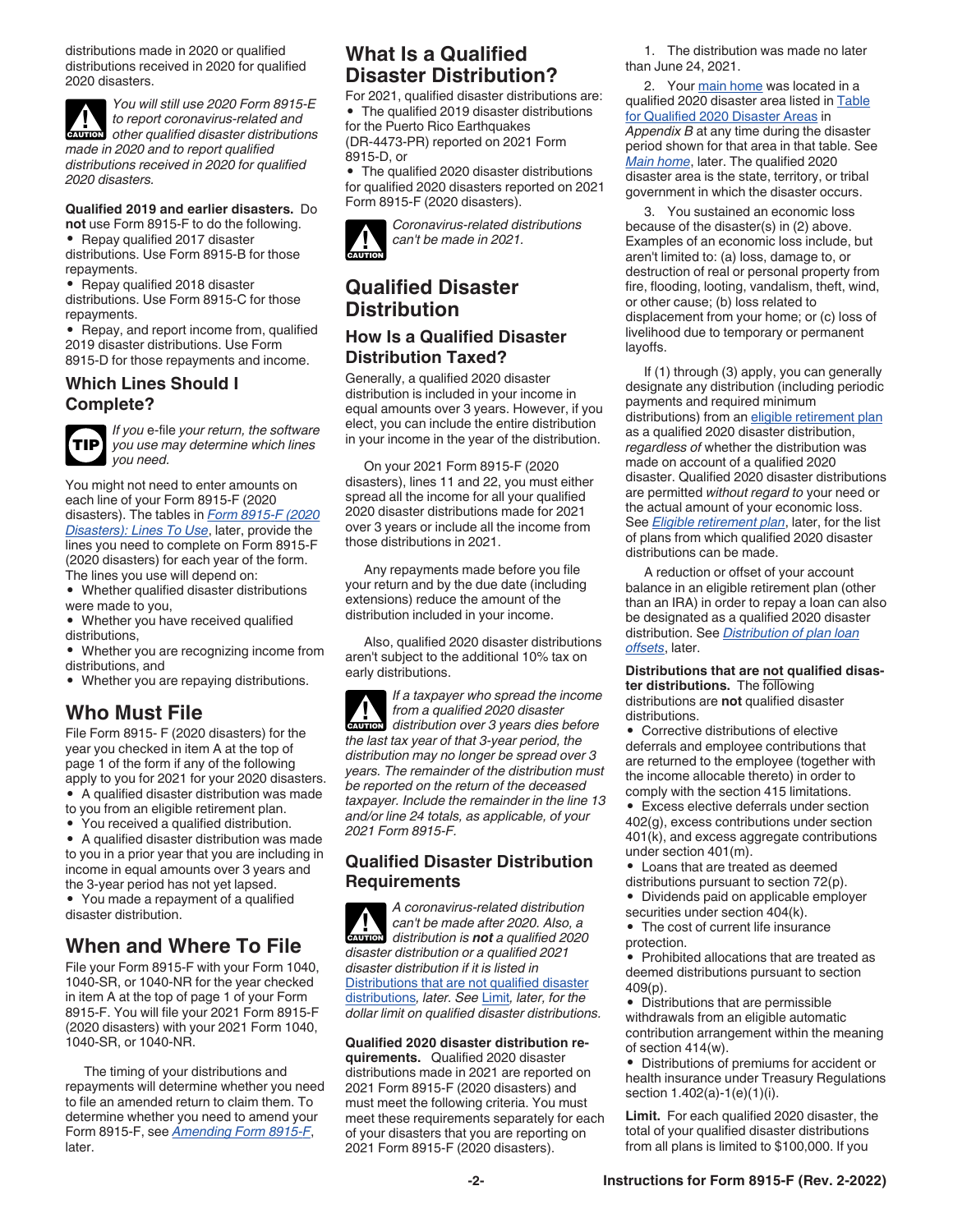distributions made in 2020 or qualified distributions received in 2020 for qualified 2020 disasters.

*You will still use 2020 Form 8915-E to report coronavirus-related and other qualified disaster distributions made in 2020 and to report qualified distributions received in 2020 for qualified 2020 disasters.*

**Qualified 2019 and earlier disasters.** Do **not** use Form 8915-F to do the following.

- Repay qualified 2017 disaster distributions. Use Form 8915-B for those repayments.
- Repay qualified 2018 disaster distributions. Use Form 8915-C for those repayments.
- Repay, and report income from, qualified 2019 disaster distributions. Use Form 8915-D for those repayments and income.

### Which Lines Should I Complete?

*If you e-file your return, the software you use may determine which lines you need.*

You might not need to enter amounts on each line of your Form 8915-F (2020 disasters). The tables in *Form 8915-F (2020 Disasters): Lines To Use*, later, provide the lines you need to complete on Form 8915-F (2020 disasters) for each year of the form. The lines you use will depend on:

- Whether qualified disaster distributions were made to you,
- Whether you have received qualified distributions,
- Whether you are recognizing income from distributions, and
- Whether you are repaying distributions.

## Who Must File

File Form 8915- F (2020 disasters) for the year you checked in item A at the top of page 1 of the form if any of the following apply to you for 2021 for your 2020 disasters.

- A qualified disaster distribution was made to you from an eligible retirement plan.
- You received a qualified distribution.
- A qualified disaster distribution was made to you in a prior year that you are including in income in equal amounts over 3 years and the 3-year period has not yet lapsed.
- You made a repayment of a qualified disaster distribution.

## When and Where To File

File your Form 8915-F with your Form 1040, 1040-SR, or 1040-NR for the year checked in item A at the top of page 1 of your Form 8915-F. You will file your 2021 Form 8915-F (2020 disasters) with your 2021 Form 1040, 1040-SR, or 1040-NR.

The timing of your distributions and repayments will determine whether you need to file an amended return to claim them. To determine whether you need to amend your Form 8915-F, see *Amending Form 8915-F*, later.

## What Is a Qualified Disaster Distribution?

For 2021, qualified disaster distributions are:

- The qualified 2019 disaster distributions for the Puerto Rico Earthquakes (DR-4473-PR) reported on 2021 Form 8915-D, or
- The qualified 2020 disaster distributions for qualified 2020 disasters reported on 2021 Form 8915-F (2020 disasters).

*Coronavirus-related distributions can't be made in 2021.*

## Qualified Disaster Distribution

### How Is a Qualified Disaster Distribution Taxed?

Generally, a qualified 2020 disaster distribution is included in your income in equal amounts over 3 years. However, if you elect, you can include the entire distribution in your income in the year of the distribution.

On your 2021 Form 8915-F (2020 disasters), lines 11 and 22, you must either spread all the income for all your qualified 2020 disaster distributions made for 2021 over 3 years or include all the income from those distributions in 2021.

Any repayments made before you file your return and by the due date (including extensions) reduce the amount of the distribution included in your income.

Also, qualified 2020 disaster distributions aren't subject to the additional 10% tax on early distributions.

*If a taxpayer who spread the income from a qualified 2020 disaster distribution over 3 years dies before the last tax year of that 3-year period, the distribution may no longer be spread over 3 years. The remainder of the distribution must be reported on the return of the deceased taxpayer. Include the remainder in the line 13 and/or line 24 totals, as applicable, of your 2021 Form 8915-F.*

### Qualified Disaster Distribution Requirements

*A coronavirus-related distribution can't be made after 2020. Also, a distribution is **not** a qualified 2020 disaster distribution or a qualified 2021 disaster distribution if it is listed in* Distributions that are not qualified disaster distributions*, later. See* Limit*, later, for the dollar limit on qualified disaster distributions.*

**Qualified 2020 disaster distribution requirements.** Qualified 2020 disaster distributions made in 2021 are reported on 2021 Form 8915-F (2020 disasters) and must meet the following criteria. You must meet these requirements separately for each of your disasters that you are reporting on 2021 Form 8915-F (2020 disasters).

1. The distribution was made no later than June 24, 2021.
2. Your main home was located in a qualified 2020 disaster area listed in Table for Qualified 2020 Disaster Areas in *Appendix B* at any time during the disaster period shown for that area in that table. See *Main home*, later. The qualified 2020 disaster area is the state, territory, or tribal government in which the disaster occurs.
3. You sustained an economic loss because of the disaster(s) in (2) above. Examples of an economic loss include, but aren't limited to: (a) loss, damage to, or destruction of real or personal property from fire, flooding, looting, vandalism, theft, wind, or other cause; (b) loss related to displacement from your home; or (c) loss of livelihood due to temporary or permanent layoffs.

If (1) through (3) apply, you can generally designate any distribution (including periodic payments and required minimum distributions) from an eligible retirement plan as a qualified 2020 disaster distribution, *regardless of* whether the distribution was made on account of a qualified 2020 disaster. Qualified 2020 disaster distributions are permitted *without regard to* your need or the actual amount of your economic loss. See *Eligible retirement plan*, later, for the list of plans from which qualified 2020 disaster distributions can be made.

A reduction or offset of your account balance in an eligible retirement plan (other than an IRA) in order to repay a loan can also be designated as a qualified 2020 disaster distribution. See *Distribution of plan loan offsets*, later.

**Distributions that are not qualified disaster distributions.** The following distributions are **not** qualified disaster distributions.

- Corrective distributions of elective deferrals and employee contributions that are returned to the employee (together with the income allocable thereto) in order to comply with the section 415 limitations.
- Excess elective deferrals under section 402(g), excess contributions under section 401(k), and excess aggregate contributions under section 401(m).
- Loans that are treated as deemed distributions pursuant to section 72(p).
- Dividends paid on applicable employer securities under section 404(k).
- The cost of current life insurance protection.
- Prohibited allocations that are treated as deemed distributions pursuant to section 409(p).
- Distributions that are permissible withdrawals from an eligible automatic contribution arrangement within the meaning of section 414(w).
- Distributions of premiums for accident or health insurance under Treasury Regulations section 1.402(a)-1(e)(1)(i).

**Limit.** For each qualified 2020 disaster, the total of your qualified disaster distributions from all plans is limited to $100,000. If you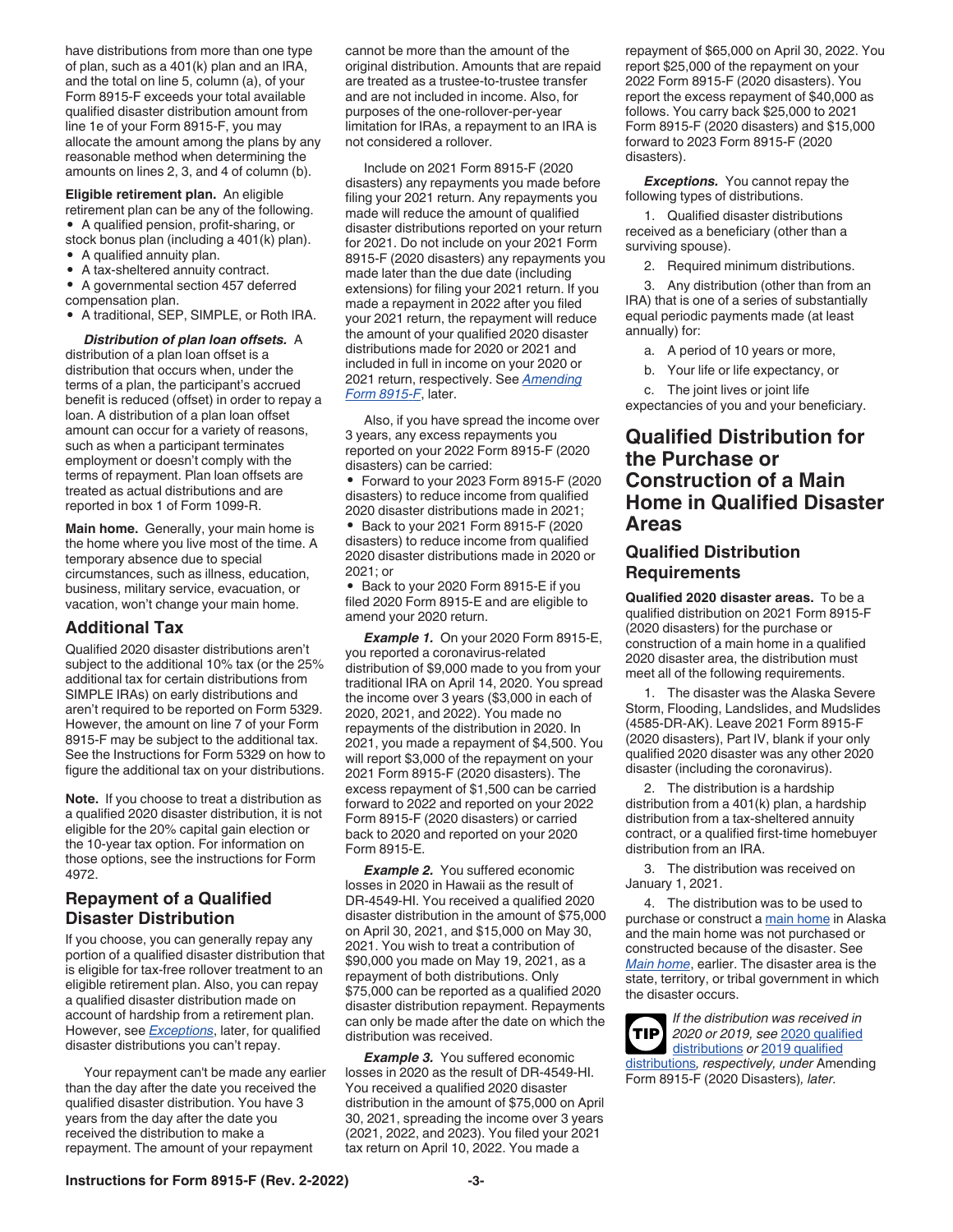have distributions from more than one type of plan, such as a 401(k) plan and an IRA, and the total on line 5, column (a), of your Form 8915-F exceeds your total available qualified disaster distribution amount from line 1e of your Form 8915-F, you may allocate the amount among the plans by any reasonable method when determining the amounts on lines 2, 3, and 4 of column (b).

**Eligible retirement plan.** An eligible retirement plan can be any of the following.

- A qualified pension, profit-sharing, or stock bonus plan (including a 401(k) plan).
- A qualified annuity plan.
- A tax-sheltered annuity contract.
- A governmental section 457 deferred compensation plan.
- A traditional, SEP, SIMPLE, or Roth IRA.

***Distribution of plan loan offsets.*** A distribution of a plan loan offset is a distribution that occurs when, under the terms of a plan, the participant's accrued benefit is reduced (offset) in order to repay a loan. A distribution of a plan loan offset amount can occur for a variety of reasons, such as when a participant terminates employment or doesn't comply with the terms of repayment. Plan loan offsets are treated as actual distributions and are reported in box 1 of Form 1099-R.

**Main home.** Generally, your main home is the home where you live most of the time. A temporary absence due to special circumstances, such as illness, education, business, military service, evacuation, or vacation, won't change your main home.

## Additional Tax

Qualified 2020 disaster distributions aren't subject to the additional 10% tax (or the 25% additional tax for certain distributions from SIMPLE IRAs) on early distributions and aren't required to be reported on Form 5329. However, the amount on line 7 of your Form 8915-F may be subject to the additional tax. See the Instructions for Form 5329 on how to figure the additional tax on your distributions.

**Note.** If you choose to treat a distribution as a qualified 2020 disaster distribution, it is not eligible for the 20% capital gain election or the 10-year tax option. For information on those options, see the instructions for Form 4972.

## Repayment of a Qualified Disaster Distribution

If you choose, you can generally repay any portion of a qualified disaster distribution that is eligible for tax-free rollover treatment to an eligible retirement plan. Also, you can repay a qualified disaster distribution made on account of hardship from a retirement plan. However, see *Exceptions*, later, for qualified disaster distributions you can't repay.

Your repayment can't be made any earlier than the day after the date you received the qualified disaster distribution. You have 3 years from the day after the date you received the distribution to make a repayment. The amount of your repayment cannot be more than the amount of the original distribution. Amounts that are repaid are treated as a trustee-to-trustee transfer and are not included in income. Also, for purposes of the one-rollover-per-year limitation for IRAs, a repayment to an IRA is not considered a rollover.

Include on 2021 Form 8915-F (2020 disasters) any repayments you made before filing your 2021 return. Any repayments you made will reduce the amount of qualified disaster distributions reported on your return for 2021. Do not include on your 2021 Form 8915-F (2020 disasters) any repayments you made later than the due date (including extensions) for filing your 2021 return. If you made a repayment in 2022 after you filed your 2021 return, the repayment will reduce the amount of your qualified 2020 disaster distributions made for 2020 or 2021 and included in full in income on your 2020 or 2021 return, respectively. See *Amending Form 8915-F*, later.

Also, if you have spread the income over 3 years, any excess repayments you reported on your 2022 Form 8915-F (2020 disasters) can be carried:

- Forward to your 2023 Form 8915-F (2020 disasters) to reduce income from qualified 2020 disaster distributions made in 2021;
- Back to your 2021 Form 8915-F (2020 disasters) to reduce income from qualified 2020 disaster distributions made in 2020 or 2021; or
- Back to your 2020 Form 8915-E if you filed 2020 Form 8915-E and are eligible to amend your 2020 return.

***Example 1.*** On your 2020 Form 8915-E, you reported a coronavirus-related distribution of $9,000 made to you from your traditional IRA on April 14, 2020. You spread the income over 3 years ($3,000 in each of 2020, 2021, and 2022). You made no repayments of the distribution in 2020. In 2021, you made a repayment of $4,500. You will report $3,000 of the repayment on your 2021 Form 8915-F (2020 disasters). The excess repayment of $1,500 can be carried forward to 2022 and reported on your 2022 Form 8915-F (2020 disasters) or carried back to 2020 and reported on your 2020 Form 8915-E.

***Example 2.*** You suffered economic losses in 2020 in Hawaii as the result of DR-4549-HI. You received a qualified 2020 disaster distribution in the amount of $75,000 on April 30, 2021, and $15,000 on May 30, 2021. You wish to treat a contribution of $90,000 you made on May 19, 2021, as a repayment of both distributions. Only $75,000 can be reported as a qualified 2020 disaster distribution repayment. Repayments can only be made after the date on which the distribution was received.

***Example 3.*** You suffered economic losses in 2020 as the result of DR-4549-HI. You received a qualified 2020 disaster distribution in the amount of $75,000 on April 30, 2021, spreading the income over 3 years (2021, 2022, and 2023). You filed your 2021 tax return on April 10, 2022. You made a repayment of $65,000 on April 30, 2022. You report $25,000 of the repayment on your 2022 Form 8915-F (2020 disasters). You report the excess repayment of $40,000 as follows. You carry back $25,000 to 2021 Form 8915-F (2020 disasters) and $15,000 forward to 2023 Form 8915-F (2020 disasters).

***Exceptions.*** You cannot repay the following types of distributions.

1. Qualified disaster distributions received as a beneficiary (other than a surviving spouse).
2. Required minimum distributions.
3. Any distribution (other than from an IRA) that is one of a series of substantially equal periodic payments made (at least annually) for:
   a. A period of 10 years or more,
   b. Your life or life expectancy, or
   c. The joint lives or joint life expectancies of you and your beneficiary.

# Qualified Distribution for the Purchase or Construction of a Main Home in Qualified Disaster Areas

## Qualified Distribution Requirements

**Qualified 2020 disaster areas.** To be a qualified distribution on 2021 Form 8915-F (2020 disasters) for the purchase or construction of a main home in a qualified 2020 disaster area, the distribution must meet all of the following requirements.

1. The disaster was the Alaska Severe Storm, Flooding, Landslides, and Mudslides (4585-DR-AK). Leave 2021 Form 8915-F (2020 disasters), Part IV, blank if your only qualified 2020 disaster was any other 2020 disaster (including the coronavirus).
2. The distribution is a hardship distribution from a 401(k) plan, a hardship distribution from a tax-sheltered annuity contract, or a qualified first-time homebuyer distribution from an IRA.
3. The distribution was received on January 1, 2021.
4. The distribution was to be used to purchase or construct a main home in Alaska and the main home was not purchased or constructed because of the disaster. See *Main home*, earlier. The disaster area is the state, territory, or tribal government in which the disaster occurs.

**TIP** *If the distribution was received in 2020 or 2019, see* 2020 qualified distributions *or* 2019 qualified distributions*, respectively, under* Amending Form 8915-F (2020 Disasters)*, later.*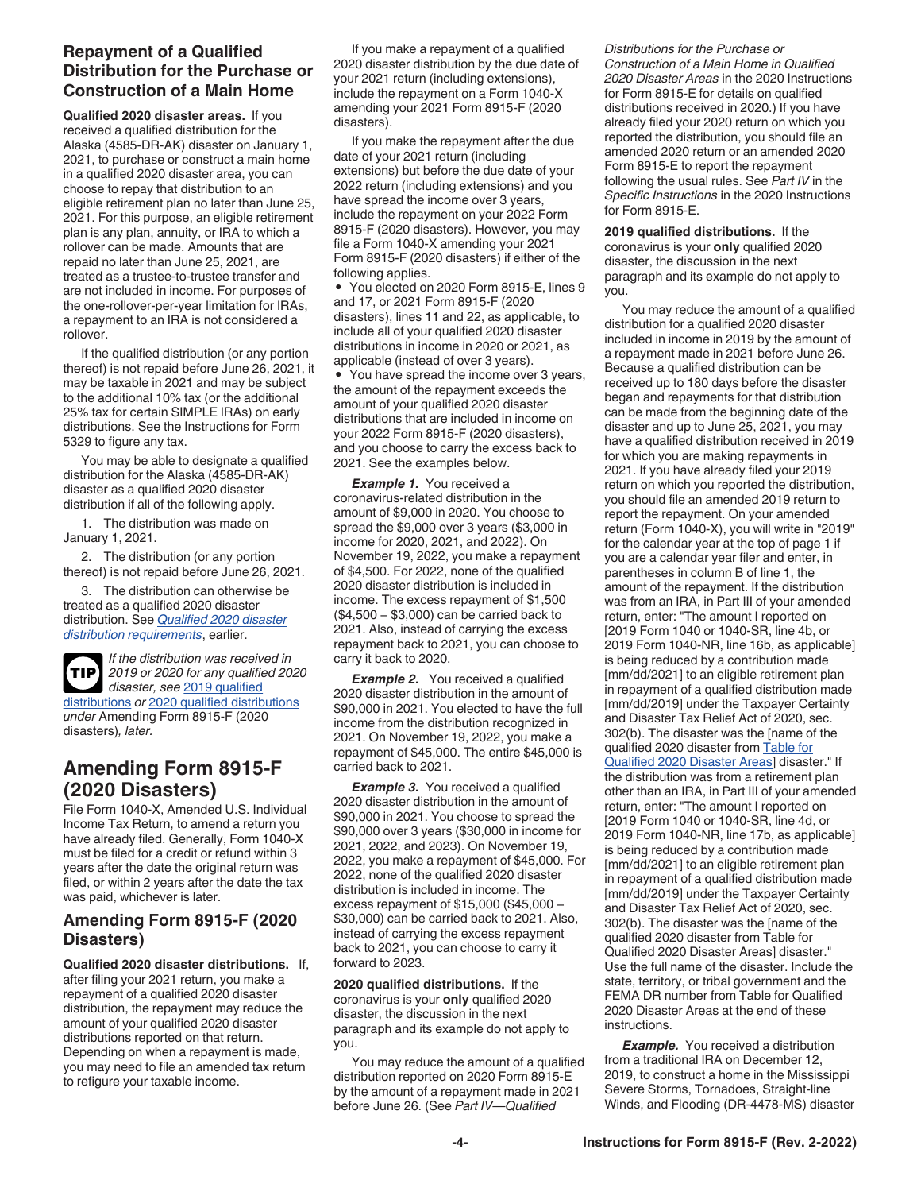### Repayment of a Qualified Distribution for the Purchase or Construction of a Main Home

**Qualified 2020 disaster areas.** If you received a qualified distribution for the Alaska (4585-DR-AK) disaster on January 1, 2021, to purchase or construct a main home in a qualified 2020 disaster area, you can choose to repay that distribution to an eligible retirement plan no later than June 25, 2021. For this purpose, an eligible retirement plan is any plan, annuity, or IRA to which a rollover can be made. Amounts that are repaid no later than June 25, 2021, are treated as a trustee-to-trustee transfer and are not included in income. For purposes of the one-rollover-per-year limitation for IRAs, a repayment to an IRA is not considered a rollover.

If the qualified distribution (or any portion thereof) is not repaid before June 26, 2021, it may be taxable in 2021 and may be subject to the additional 10% tax (or the additional 25% tax for certain SIMPLE IRAs) on early distributions. See the Instructions for Form 5329 to figure any tax.

You may be able to designate a qualified distribution for the Alaska (4585-DR-AK) disaster as a qualified 2020 disaster distribution if all of the following apply.

1. The distribution was made on January 1, 2021.
2. The distribution (or any portion thereof) is not repaid before June 26, 2021.
3. The distribution can otherwise be treated as a qualified 2020 disaster distribution. See *Qualified 2020 disaster distribution requirements*, earlier.

**TIP** *If the distribution was received in 2019 or 2020 for any qualified 2020 disaster, see* 2019 qualified distributions *or* 2020 qualified distributions *under* Amending Form 8915-F (2020 disasters)*, later.*

## Amending Form 8915-F (2020 Disasters)

File Form 1040-X, Amended U.S. Individual Income Tax Return, to amend a return you have already filed. Generally, Form 1040-X must be filed for a credit or refund within 3 years after the date the original return was filed, or within 2 years after the date the tax was paid, whichever is later.

### Amending Form 8915-F (2020 Disasters)

**Qualified 2020 disaster distributions.** If, after filing your 2021 return, you make a repayment of a qualified 2020 disaster distribution, the repayment may reduce the amount of your qualified 2020 disaster distributions reported on that return. Depending on when a repayment is made, you may need to file an amended tax return to refigure your taxable income.

If you make a repayment of a qualified 2020 disaster distribution by the due date of your 2021 return (including extensions), include the repayment on a Form 1040-X amending your 2021 Form 8915-F (2020 disasters).

If you make the repayment after the due date of your 2021 return (including extensions) but before the due date of your 2022 return (including extensions) and you have spread the income over 3 years, include the repayment on your 2022 Form 8915-F (2020 disasters). However, you may file a Form 1040-X amending your 2021 Form 8915-F (2020 disasters) if either of the following applies.

- You elected on 2020 Form 8915-E, lines 9 and 17, or 2021 Form 8915-F (2020 disasters), lines 11 and 22, as applicable, to include all of your qualified 2020 disaster distributions in income in 2020 or 2021, as applicable (instead of over 3 years).
- You have spread the income over 3 years, the amount of the repayment exceeds the amount of your qualified 2020 disaster distributions that are included in income on your 2022 Form 8915-F (2020 disasters), and you choose to carry the excess back to 2021. See the examples below.

***Example 1.*** You received a coronavirus-related distribution in the amount of $9,000 in 2020. You choose to spread the $9,000 over 3 years ($3,000 in income for 2020, 2021, and 2022). On November 19, 2022, you make a repayment of $4,500. For 2022, none of the qualified 2020 disaster distribution is included in income. The excess repayment of $1,500 ($4,500 – $3,000) can be carried back to 2021. Also, instead of carrying the excess repayment back to 2021, you can choose to carry it back to 2020.

***Example 2.*** You received a qualified 2020 disaster distribution in the amount of $90,000 in 2021. You elected to have the full income from the distribution recognized in 2021. On November 19, 2022, you make a repayment of $45,000. The entire $45,000 is carried back to 2021.

***Example 3.*** You received a qualified 2020 disaster distribution in the amount of $90,000 in 2021. You choose to spread the $90,000 over 3 years ($30,000 in income for 2021, 2022, and 2023). On November 19, 2022, you make a repayment of $45,000. For 2022, none of the qualified 2020 disaster distribution is included in income. The excess repayment of $15,000 ($45,000 – $30,000) can be carried back to 2021. Also, instead of carrying the excess repayment back to 2021, you can choose to carry it forward to 2023.

**2020 qualified distributions.** If the coronavirus is your **only** qualified 2020 disaster, the discussion in the next paragraph and its example do not apply to you.

You may reduce the amount of a qualified distribution reported on 2020 Form 8915-E by the amount of a repayment made in 2021 before June 26. (See *Part IV—Qualified Distributions for the Purchase or Construction of a Main Home in Qualified 2020 Disaster Areas* in the 2020 Instructions for Form 8915-E for details on qualified distributions received in 2020.) If you have already filed your 2020 return on which you reported the distribution, you should file an amended 2020 return or an amended 2020 Form 8915-E to report the repayment following the usual rules. See *Part IV* in the *Specific Instructions* in the 2020 Instructions for Form 8915-E.

**2019 qualified distributions.** If the coronavirus is your **only** qualified 2020 disaster, the discussion in the next paragraph and its example do not apply to you.

You may reduce the amount of a qualified distribution for a qualified 2020 disaster included in income in 2019 by the amount of a repayment made in 2021 before June 26. Because a qualified distribution can be received up to 180 days before the disaster began and repayments for that distribution can be made from the beginning date of the disaster and up to June 25, 2021, you may have a qualified distribution received in 2019 for which you are making repayments in 2021. If you have already filed your 2019 return on which you reported the distribution, you should file an amended 2019 return to report the repayment. On your amended return (Form 1040-X), you will write in "2019" for the calendar year at the top of page 1 if you are a calendar year filer and enter, in parentheses in column B of line 1, the amount of the repayment. If the distribution was from an IRA, in Part III of your amended return, enter: "The amount I reported on [2019 Form 1040 or 1040-SR, line 4b, or 2019 Form 1040-NR, line 16b, as applicable] is being reduced by a contribution made [mm/dd/2021] to an eligible retirement plan in repayment of a qualified distribution made [mm/dd/2019] under the Taxpayer Certainty and Disaster Tax Relief Act of 2020, sec. 302(b). The disaster was the [name of the qualified 2020 disaster from Table for Qualified 2020 Disaster Areas] disaster." If the distribution was from a retirement plan other than an IRA, in Part III of your amended return, enter: "The amount I reported on [2019 Form 1040 or 1040-SR, line 4d, or 2019 Form 1040-NR, line 17b, as applicable] is being reduced by a contribution made [mm/dd/2021] to an eligible retirement plan in repayment of a qualified distribution made [mm/dd/2019] under the Taxpayer Certainty and Disaster Tax Relief Act of 2020, sec. 302(b). The disaster was the [name of the qualified 2020 disaster from Table for Qualified 2020 Disaster Areas] disaster." Use the full name of the disaster. Include the state, territory, or tribal government and the FEMA DR number from Table for Qualified 2020 Disaster Areas at the end of these instructions.

***Example.*** You received a distribution from a traditional IRA on December 12, 2019, to construct a home in the Mississippi Severe Storms, Tornadoes, Straight-line Winds, and Flooding (DR-4478-MS) disaster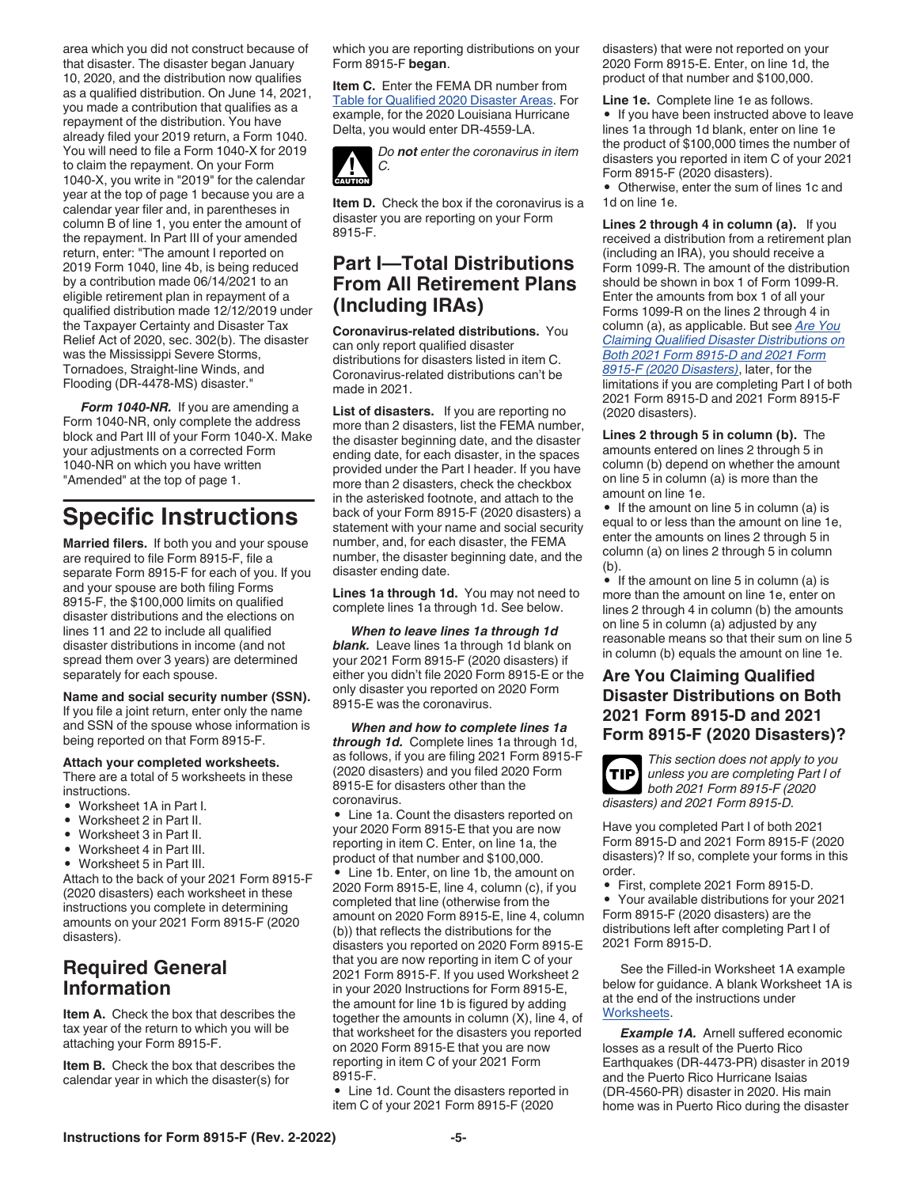area which you did not construct because of that disaster. The disaster began January 10, 2020, and the distribution now qualifies as a qualified distribution. On June 14, 2021, you made a contribution that qualifies as a repayment of the distribution. You have already filed your 2019 return, a Form 1040. You will need to file a Form 1040-X for 2019 to claim the repayment. On your Form 1040-X, you write in "2019" for the calendar year at the top of page 1 because you are a calendar year filer and, in parentheses in column B of line 1, you enter the amount of the repayment. In Part III of your amended return, enter: "The amount I reported on 2019 Form 1040, line 4b, is being reduced by a contribution made 06/14/2021 to an eligible retirement plan in repayment of a qualified distribution made 12/12/2019 under the Taxpayer Certainty and Disaster Tax Relief Act of 2020, sec. 302(b). The disaster was the Mississippi Severe Storms, Tornadoes, Straight-line Winds, and Flooding (DR-4478-MS) disaster."

***Form 1040-NR.*** If you are amending a Form 1040-NR, only complete the address block and Part III of your Form 1040-X. Make your adjustments on a corrected Form 1040-NR on which you have written "Amended" at the top of page 1.

# Specific Instructions

**Married filers.** If both you and your spouse are required to file Form 8915-F, file a separate Form 8915-F for each of you. If you and your spouse are both filing Forms 8915-F, the $100,000 limits on qualified disaster distributions and the elections on lines 11 and 22 to include all qualified disaster distributions in income (and not spread them over 3 years) are determined separately for each spouse.

**Name and social security number (SSN).** If you file a joint return, enter only the name and SSN of the spouse whose information is being reported on that Form 8915-F.

**Attach your completed worksheets.** There are a total of 5 worksheets in these instructions.

- Worksheet 1A in Part I.
- Worksheet 2 in Part II.
- Worksheet 3 in Part II.
- Worksheet 4 in Part III.
- Worksheet 5 in Part III.

Attach to the back of your 2021 Form 8915-F (2020 disasters) each worksheet in these instructions you complete in determining amounts on your 2021 Form 8915-F (2020 disasters).

## Required General Information

**Item A.** Check the box that describes the tax year of the return to which you will be attaching your Form 8915-F.

**Item B.** Check the box that describes the calendar year in which the disaster(s) for which you are reporting distributions on your Form 8915-F **began**.

**Item C.** Enter the FEMA DR number from Table for Qualified 2020 Disaster Areas. For example, for the 2020 Louisiana Hurricane Delta, you would enter DR-4559-LA.

CAUTION: *Do **not** enter the coronavirus in item C.*

**Item D.** Check the box if the coronavirus is a disaster you are reporting on your Form 8915-F.

## Part I—Total Distributions From All Retirement Plans (Including IRAs)

**Coronavirus-related distributions.** You can only report qualified disaster distributions for disasters listed in item C. Coronavirus-related distributions can't be made in 2021.

**List of disasters.** If you are reporting no more than 2 disasters, list the FEMA number, the disaster beginning date, and the disaster ending date, for each disaster, in the spaces provided under the Part I header. If you have more than 2 disasters, check the checkbox in the asterisked footnote, and attach to the back of your Form 8915-F (2020 disasters) a statement with your name and social security number, and, for each disaster, the FEMA number, the disaster beginning date, and the disaster ending date.

**Lines 1a through 1d.** You may not need to complete lines 1a through 1d. See below.

***When to leave lines 1a through 1d blank.*** Leave lines 1a through 1d blank on your 2021 Form 8915-F (2020 disasters) if either you didn't file 2020 Form 8915-E or the only disaster you reported on 2020 Form 8915-E was the coronavirus.

***When and how to complete lines 1a through 1d.*** Complete lines 1a through 1d, as follows, if you are filing 2021 Form 8915-F (2020 disasters) and you filed 2020 Form 8915-E for disasters other than the coronavirus.

- Line 1a. Count the disasters reported on your 2020 Form 8915-E that you are now reporting in item C. Enter, on line 1a, the product of that number and $100,000.
- Line 1b. Enter, on line 1b, the amount on 2020 Form 8915-E, line 4, column (c), if you completed that line (otherwise from the amount on 2020 Form 8915-E, line 4, column (b)) that reflects the distributions for the disasters you reported on 2020 Form 8915-E that you are now reporting in item C of your 2021 Form 8915-F. If you used Worksheet 2 in your 2020 Instructions for Form 8915-E, the amount for line 1b is figured by adding together the amounts in column (X), line 4, of that worksheet for the disasters you reported on 2020 Form 8915-E that you are now reporting in item C of your 2021 Form 8915-F.
- Line 1d. Count the disasters reported in item C of your 2021 Form 8915-F (2020 disasters) that were not reported on your 2020 Form 8915-E. Enter, on line 1d, the product of that number and $100,000.

**Line 1e.** Complete line 1e as follows.

- If you have been instructed above to leave lines 1a through 1d blank, enter on line 1e the product of $100,000 times the number of disasters you reported in item C of your 2021 Form 8915-F (2020 disasters).
- Otherwise, enter the sum of lines 1c and 1d on line 1e.

**Lines 2 through 4 in column (a).** If you received a distribution from a retirement plan (including an IRA), you should receive a Form 1099-R. The amount of the distribution should be shown in box 1 of Form 1099-R. Enter the amounts from box 1 of all your Forms 1099-R on the lines 2 through 4 in column (a), as applicable. But see *Are You Claiming Qualified Disaster Distributions on Both 2021 Form 8915-D and 2021 Form 8915-F (2020 Disasters)*, later, for the limitations if you are completing Part I of both 2021 Form 8915-D and 2021 Form 8915-F (2020 disasters).

**Lines 2 through 5 in column (b).** The amounts entered on lines 2 through 5 in column (b) depend on whether the amount on line 5 in column (a) is more than the amount on line 1e.

- If the amount on line 5 in column (a) is equal to or less than the amount on line 1e, enter the amounts on lines 2 through 5 in column (a) on lines 2 through 5 in column (b).
- If the amount on line 5 in column (a) is more than the amount on line 1e, enter on lines 2 through 4 in column (b) the amounts on line 5 in column (a) adjusted by any reasonable means so that their sum on line 5 in column (b) equals the amount on line 1e.

## Are You Claiming Qualified Disaster Distributions on Both 2021 Form 8915-D and 2021 Form 8915-F (2020 Disasters)?

TIP: *This section does not apply to you unless you are completing Part I of both 2021 Form 8915-F (2020 disasters) and 2021 Form 8915-D.*

Have you completed Part I of both 2021 Form 8915-D and 2021 Form 8915-F (2020 disasters)? If so, complete your forms in this order.

- First, complete 2021 Form 8915-D.
- Your available distributions for your 2021 Form 8915-F (2020 disasters) are the distributions left after completing Part I of 2021 Form 8915-D.

See the Filled-in Worksheet 1A example below for guidance. A blank Worksheet 1A is at the end of the instructions under Worksheets.

***Example 1A.*** Arnell suffered economic losses as a result of the Puerto Rico Earthquakes (DR-4473-PR) disaster in 2019 and the Puerto Rico Hurricane Isaias (DR-4560-PR) disaster in 2020. His main home was in Puerto Rico during the disaster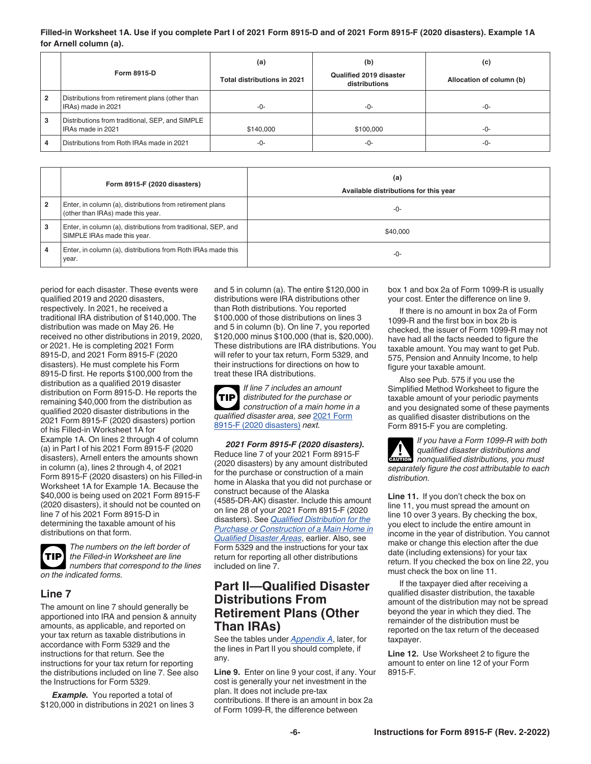**Filled-in Worksheet 1A. Use if you complete Part I of 2021 Form 8915-D and of 2021 Form 8915-F (2020 disasters). Example 1A for Arnell column (a).**

| | Form 8915-D | (a) Total distributions in 2021 | (b) Qualified 2019 disaster distributions | (c) Allocation of column (b) |
|---|---|---|---|---|
| 2 | Distributions from retirement plans (other than IRAs) made in 2021 | -0- | -0- | -0- |
| 3 | Distributions from traditional, SEP, and SIMPLE IRAs made in 2021 | $140,000 | $100,000 | -0- |
| 4 | Distributions from Roth IRAs made in 2021 | -0- | -0- | -0- |

| | Form 8915-F (2020 disasters) | (a) Available distributions for this year |
|---|---|---|
| 2 | Enter, in column (a), distributions from retirement plans (other than IRAs) made this year. | -0- |
| 3 | Enter, in column (a), distributions from traditional, SEP, and SIMPLE IRAs made this year. | $40,000 |
| 4 | Enter, in column (a), distributions from Roth IRAs made this year. | -0- |

period for each disaster. These events were qualified 2019 and 2020 disasters, respectively. In 2021, he received a traditional IRA distribution of $140,000. The distribution was made on May 26. He received no other distributions in 2019, 2020, or 2021. He is completing 2021 Form 8915-D, and 2021 Form 8915-F (2020 disasters). He must complete his Form 8915-D first. He reports $100,000 from the distribution as a qualified 2019 disaster distribution on Form 8915-D. He reports the remaining $40,000 from the distribution as qualified 2020 disaster distributions in the 2021 Form 8915-F (2020 disasters) portion of his Filled-in Worksheet 1A for Example 1A. On lines 2 through 4 of column (a) in Part I of his 2021 Form 8915-F (2020 disasters), Arnell enters the amounts shown in column (a), lines 2 through 4, of 2021 Form 8915-F (2020 disasters) on his Filled-in Worksheet 1A for Example 1A. Because the $40,000 is being used on 2021 Form 8915-F (2020 disasters), it should not be counted on line 7 of his 2021 Form 8915-D in determining the taxable amount of his distributions on that form.

**TIP** *The numbers on the left border of the Filled-in Worksheet are line numbers that correspond to the lines on the indicated forms.*

## Line 7

The amount on line 7 should generally be apportioned into IRA and pension & annuity amounts, as applicable, and reported on your tax return as taxable distributions in accordance with Form 5329 and the instructions for that return. See the instructions for your tax return for reporting the distributions included on line 7. See also the Instructions for Form 5329.

***Example.*** You reported a total of $120,000 in distributions in 2021 on lines 3 and 5 in column (a). The entire $120,000 in distributions were IRA distributions other than Roth distributions. You reported $100,000 of those distributions on lines 3 and 5 in column (b). On line 7, you reported $120,000 minus $100,000 (that is, $20,000). These distributions are IRA distributions. You will refer to your tax return, Form 5329, and their instructions for directions on how to treat these IRA distributions.

**TIP** *If line 7 includes an amount distributed for the purchase or construction of a main home in a qualified disaster area, see* 2021 Form 8915-F (2020 disasters) *next.*

***2021 Form 8915-F (2020 disasters).*** Reduce line 7 of your 2021 Form 8915-F (2020 disasters) by any amount distributed for the purchase or construction of a main home in Alaska that you did not purchase or construct because of the Alaska (4585-DR-AK) disaster. Include this amount on line 28 of your 2021 Form 8915-F (2020 disasters). See *Qualified Distribution for the Purchase or Construction of a Main Home in Qualified Disaster Areas*, earlier. Also, see Form 5329 and the instructions for your tax return for reporting all other distributions included on line 7.

## Part II—Qualified Disaster Distributions From Retirement Plans (Other Than IRAs)

See the tables under *Appendix A*, later, for the lines in Part II you should complete, if any.

**Line 9.** Enter on line 9 your cost, if any. Your cost is generally your net investment in the plan. It does not include pre-tax contributions. If there is an amount in box 2a of Form 1099-R, the difference between box 1 and box 2a of Form 1099-R is usually your cost. Enter the difference on line 9.

If there is no amount in box 2a of Form 1099-R and the first box in box 2b is checked, the issuer of Form 1099-R may not have had all the facts needed to figure the taxable amount. You may want to get Pub. 575, Pension and Annuity Income, to help figure your taxable amount.

Also see Pub. 575 if you use the Simplified Method Worksheet to figure the taxable amount of your periodic payments and you designated some of these payments as qualified disaster distributions on the Form 8915-F you are completing.

**CAUTION** *If you have a Form 1099-R with both qualified disaster distributions and nonqualified distributions, you must separately figure the cost attributable to each distribution.*

**Line 11.** If you don't check the box on line 11, you must spread the amount on line 10 over 3 years. By checking the box, you elect to include the entire amount in income in the year of distribution. You cannot make or change this election after the due date (including extensions) for your tax return. If you checked the box on line 22, you must check the box on line 11.

If the taxpayer died after receiving a qualified disaster distribution, the taxable amount of the distribution may not be spread beyond the year in which they died. The remainder of the distribution must be reported on the tax return of the deceased taxpayer.

**Line 12.** Use Worksheet 2 to figure the amount to enter on line 12 of your Form 8915-F.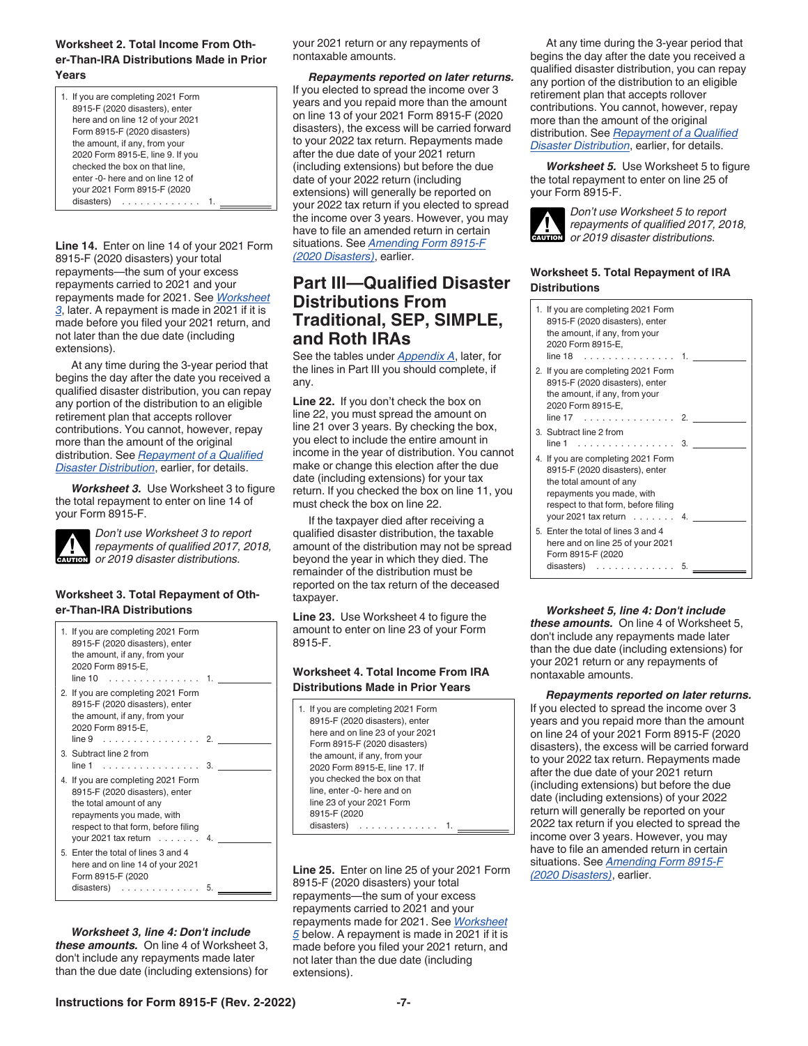**Worksheet 2. Total Income From Other-Than-IRA Distributions Made in Prior Years**

| | | |
|---|---|---|
| 1. If you are completing 2021 Form 8915-F (2020 disasters), enter here and on line 12 of your 2021 Form 8915-F (2020 disasters) the amount, if any, from your 2020 Form 8915-E, line 9. If you checked the box on that line, enter -0- here and on line 12 of your 2021 Form 8915-F (2020 disasters) | 1. | |

**Line 14.** Enter on line 14 of your 2021 Form 8915-F (2020 disasters) your total repayments—the sum of your excess repayments carried to 2021 and your repayments made for 2021. See *Worksheet 3*, later. A repayment is made in 2021 if it is made before you filed your 2021 return, and not later than the due date (including extensions).

At any time during the 3-year period that begins the day after the date you received a qualified disaster distribution, you can repay any portion of the distribution to an eligible retirement plan that accepts rollover contributions. You cannot, however, repay more than the amount of the original distribution. See *Repayment of a Qualified Disaster Distribution*, earlier, for details.

***Worksheet 3.*** Use Worksheet 3 to figure the total repayment to enter on line 14 of your Form 8915-F.

**CAUTION:** *Don't use Worksheet 3 to report repayments of qualified 2017, 2018, or 2019 disaster distributions.*

**Worksheet 3. Total Repayment of Other-Than-IRA Distributions**

| | | |
|---|---|---|
| 1. If you are completing 2021 Form 8915-F (2020 disasters), enter the amount, if any, from your 2020 Form 8915-E, line 10 | 1. | |
| 2. If you are completing 2021 Form 8915-F (2020 disasters), enter the amount, if any, from your 2020 Form 8915-E, line 9 | 2. | |
| 3. Subtract line 2 from line 1 | 3. | |
| 4. If you are completing 2021 Form 8915-F (2020 disasters), enter the total amount of any repayments you made, with respect to that form, before filing your 2021 tax return | 4. | |
| 5. Enter the total of lines 3 and 4 here and on line 14 of your 2021 Form 8915-F (2020 disasters) | 5. | |

***Worksheet 3, line 4: Don't include these amounts.*** On line 4 of Worksheet 3, don't include any repayments made later than the due date (including extensions) for your 2021 return or any repayments of nontaxable amounts.

***Repayments reported on later returns.*** If you elected to spread the income over 3 years and you repaid more than the amount on line 13 of your 2021 Form 8915-F (2020 disasters), the excess will be carried forward to your 2022 tax return. Repayments made after the due date of your 2021 return (including extensions) but before the due date of your 2022 tax return (including extensions) will generally be reported on your 2022 tax return if you elected to spread the income over 3 years. However, you may have to file an amended return in certain situations. See *Amending Form 8915-F (2020 Disasters)*, earlier.

## Part III—Qualified Disaster Distributions From Traditional, SEP, SIMPLE, and Roth IRAs

See the tables under *Appendix A*, later, for the lines in Part III you should complete, if any.

**Line 22.** If you don't check the box on line 22, you must spread the amount on line 21 over 3 years. By checking the box, you elect to include the entire amount in income in the year of distribution. You cannot make or change this election after the due date (including extensions) for your tax return. If you checked the box on line 11, you must check the box on line 22.

If the taxpayer died after receiving a qualified disaster distribution, the taxable amount of the distribution may not be spread beyond the year in which they died. The remainder of the distribution must be reported on the tax return of the deceased taxpayer.

**Line 23.** Use Worksheet 4 to figure the amount to enter on line 23 of your Form 8915-F.

**Worksheet 4. Total Income From IRA Distributions Made in Prior Years**

| | | |
|---|---|---|
| 1. If you are completing 2021 Form 8915-F (2020 disasters), enter here and on line 23 of your 2021 Form 8915-F (2020 disasters) the amount, if any, from your 2020 Form 8915-E, line 17. If you checked the box on that line, enter -0- here and on line 23 of your 2021 Form 8915-F (2020 disasters) | 1. | |

**Line 25.** Enter on line 25 of your 2021 Form 8915-F (2020 disasters) your total repayments—the sum of your excess repayments carried to 2021 and your repayments made for 2021. See *Worksheet 5* below. A repayment is made in 2021 if it is made before you filed your 2021 return, and not later than the due date (including extensions).

At any time during the 3-year period that begins the day after the date you received a qualified disaster distribution, you can repay any portion of the distribution to an eligible retirement plan that accepts rollover contributions. You cannot, however, repay more than the amount of the original distribution. See *Repayment of a Qualified Disaster Distribution*, earlier, for details.

***Worksheet 5.*** Use Worksheet 5 to figure the total repayment to enter on line 25 of your Form 8915-F.

**CAUTION:** *Don't use Worksheet 5 to report repayments of qualified 2017, 2018, or 2019 disaster distributions.*

**Worksheet 5. Total Repayment of IRA Distributions**

| | | |
|---|---|---|
| 1. If you are completing 2021 Form 8915-F (2020 disasters), enter the amount, if any, from your 2020 Form 8915-E, line 18 | 1. | |
| 2. If you are completing 2021 Form 8915-F (2020 disasters), enter the amount, if any, from your 2020 Form 8915-E, line 17 | 2. | |
| 3. Subtract line 2 from line 1 | 3. | |
| 4. If you are completing 2021 Form 8915-F (2020 disasters), enter the total amount of any repayments you made, with respect to that form, before filing your 2021 tax return | 4. | |
| 5. Enter the total of lines 3 and 4 here and on line 25 of your 2021 Form 8915-F (2020 disasters) | 5. | |

***Worksheet 5, line 4: Don't include these amounts.*** On line 4 of Worksheet 5, don't include any repayments made later than the due date (including extensions) for your 2021 return or any repayments of nontaxable amounts.

***Repayments reported on later returns.*** If you elected to spread the income over 3 years and you repaid more than the amount on line 24 of your 2021 Form 8915-F (2020 disasters), the excess will be carried forward to your 2022 tax return. Repayments made after the due date of your 2021 return (including extensions) but before the due date (including extensions) of your 2022 return will generally be reported on your 2022 tax return if you elected to spread the income over 3 years. However, you may have to file an amended return in certain situations. See *Amending Form 8915-F (2020 Disasters)*, earlier.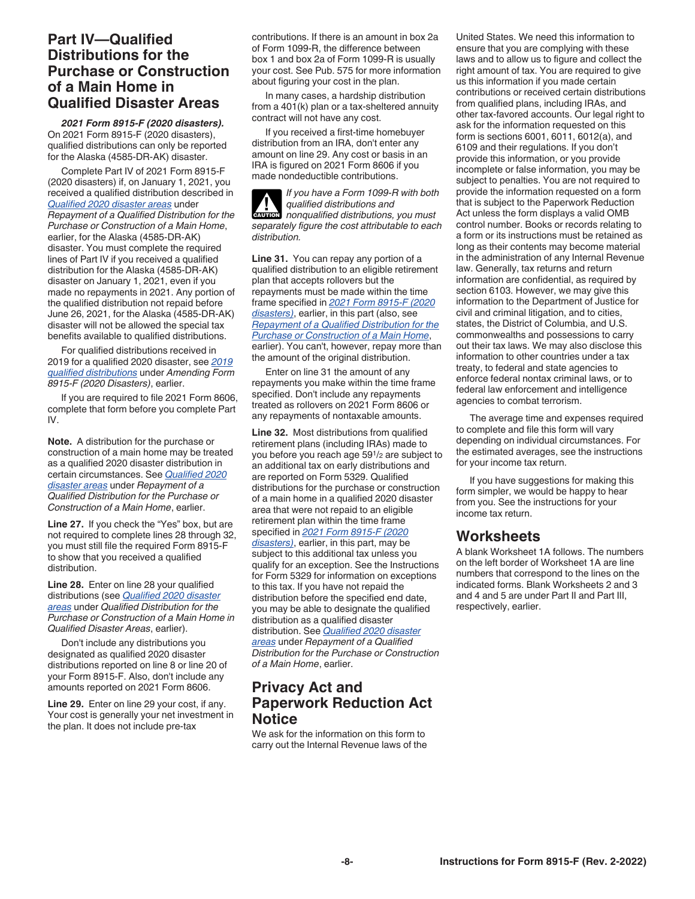## Part IV—Qualified Distributions for the Purchase or Construction of a Main Home in Qualified Disaster Areas

***2021 Form 8915-F (2020 disasters).*** On 2021 Form 8915-F (2020 disasters), qualified distributions can only be reported for the Alaska (4585-DR-AK) disaster.

Complete Part IV of 2021 Form 8915-F (2020 disasters) if, on January 1, 2021, you received a qualified distribution described in Qualified 2020 disaster areas under *Repayment of a Qualified Distribution for the Purchase or Construction of a Main Home*, earlier, for the Alaska (4585-DR-AK) disaster. You must complete the required lines of Part IV if you received a qualified distribution for the Alaska (4585-DR-AK) disaster on January 1, 2021, even if you made no repayments in 2021. Any portion of the qualified distribution not repaid before June 26, 2021, for the Alaska (4585-DR-AK) disaster will not be allowed the special tax benefits available to qualified distributions.

For qualified distributions received in 2019 for a qualified 2020 disaster, see 2019 qualified distributions under *Amending Form 8915-F (2020 Disasters)*, earlier.

If you are required to file 2021 Form 8606, complete that form before you complete Part IV.

**Note.** A distribution for the purchase or construction of a main home may be treated as a qualified 2020 disaster distribution in certain circumstances. See Qualified 2020 disaster areas under *Repayment of a Qualified Distribution for the Purchase or Construction of a Main Home*, earlier.

**Line 27.** If you check the "Yes" box, but are not required to complete lines 28 through 32, you must still file the required Form 8915-F to show that you received a qualified distribution.

**Line 28.** Enter on line 28 your qualified distributions (see Qualified 2020 disaster areas under *Qualified Distribution for the Purchase or Construction of a Main Home in Qualified Disaster Areas*, earlier).

Don't include any distributions you designated as qualified 2020 disaster distributions reported on line 8 or line 20 of your Form 8915-F. Also, don't include any amounts reported on 2021 Form 8606.

**Line 29.** Enter on line 29 your cost, if any. Your cost is generally your net investment in the plan. It does not include pre-tax contributions. If there is an amount in box 2a of Form 1099-R, the difference between box 1 and box 2a of Form 1099-R is usually your cost. See Pub. 575 for more information about figuring your cost in the plan.

In many cases, a hardship distribution from a 401(k) plan or a tax-sheltered annuity contract will not have any cost.

If you received a first-time homebuyer distribution from an IRA, don't enter any amount on line 29. Any cost or basis in an IRA is figured on 2021 Form 8606 if you made nondeductible contributions.

**CAUTION** *If you have a Form 1099-R with both qualified distributions and nonqualified distributions, you must separately figure the cost attributable to each distribution.*

**Line 31.** You can repay any portion of a qualified distribution to an eligible retirement plan that accepts rollovers but the repayments must be made within the time frame specified in 2021 Form 8915-F (2020 disasters), earlier, in this part (also, see Repayment of a Qualified Distribution for the Purchase or Construction of a Main Home, earlier). You can't, however, repay more than the amount of the original distribution.

Enter on line 31 the amount of any repayments you make within the time frame specified. Don't include any repayments treated as rollovers on 2021 Form 8606 or any repayments of nontaxable amounts.

**Line 32.** Most distributions from qualified retirement plans (including IRAs) made to you before you reach age 59½ are subject to an additional tax on early distributions and are reported on Form 5329. Qualified distributions for the purchase or construction of a main home in a qualified 2020 disaster area that were not repaid to an eligible retirement plan within the time frame specified in 2021 Form 8915-F (2020 disasters), earlier, in this part, may be subject to this additional tax unless you qualify for an exception. See the Instructions for Form 5329 for information on exceptions to this tax. If you have not repaid the distribution before the specified end date, you may be able to designate the qualified distribution as a qualified disaster distribution. See Qualified 2020 disaster areas under *Repayment of a Qualified Distribution for the Purchase or Construction of a Main Home*, earlier.

## Privacy Act and Paperwork Reduction Act Notice

We ask for the information on this form to carry out the Internal Revenue laws of the United States. We need this information to ensure that you are complying with these laws and to allow us to figure and collect the right amount of tax. You are required to give us this information if you made certain contributions or received certain distributions from qualified plans, including IRAs, and other tax-favored accounts. Our legal right to ask for the information requested on this form is sections 6001, 6011, 6012(a), and 6109 and their regulations. If you don't provide this information, or you provide incomplete or false information, you may be subject to penalties. You are not required to provide the information requested on a form that is subject to the Paperwork Reduction Act unless the form displays a valid OMB control number. Books or records relating to a form or its instructions must be retained as long as their contents may become material in the administration of any Internal Revenue law. Generally, tax returns and return information are confidential, as required by section 6103. However, we may give this information to the Department of Justice for civil and criminal litigation, and to cities, states, the District of Columbia, and U.S. commonwealths and possessions to carry out their tax laws. We may also disclose this information to other countries under a tax treaty, to federal and state agencies to enforce federal nontax criminal laws, or to federal law enforcement and intelligence agencies to combat terrorism.

The average time and expenses required to complete and file this form will vary depending on individual circumstances. For the estimated averages, see the instructions for your income tax return.

If you have suggestions for making this form simpler, we would be happy to hear from you. See the instructions for your income tax return.

## Worksheets

A blank Worksheet 1A follows. The numbers on the left border of Worksheet 1A are line numbers that correspond to the lines on the indicated forms. Blank Worksheets 2 and 3 and 4 and 5 are under Part II and Part III, respectively, earlier.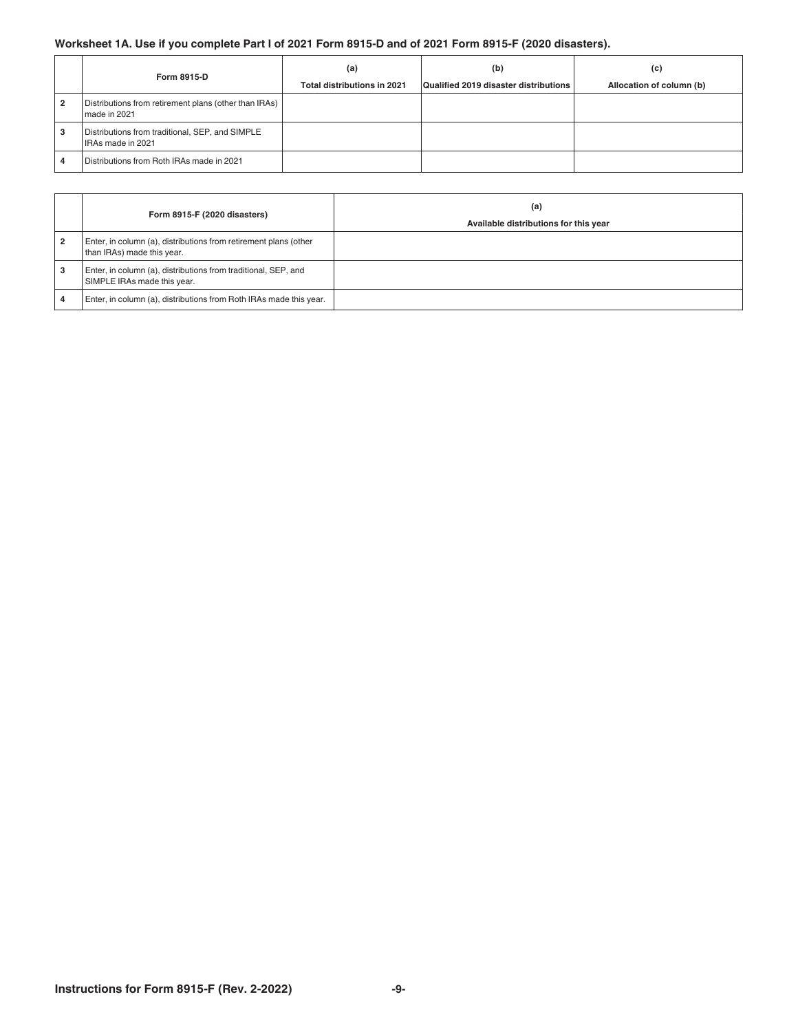**Worksheet 1A. Use if you complete Part I of 2021 Form 8915-D and of 2021 Form 8915-F (2020 disasters).**

| | Form 8915-D | (a)<br>Total distributions in 2021 | (b)<br>Qualified 2019 disaster distributions | (c)<br>Allocation of column (b) |
|---|---|---|---|---|
| 2 | Distributions from retirement plans (other than IRAs) made in 2021 | | | |
| 3 | Distributions from traditional, SEP, and SIMPLE IRAs made in 2021 | | | |
| 4 | Distributions from Roth IRAs made in 2021 | | | |

| | Form 8915-F (2020 disasters) | (a)<br>Available distributions for this year |
|---|---|---|
| 2 | Enter, in column (a), distributions from retirement plans (other than IRAs) made this year. | |
| 3 | Enter, in column (a), distributions from traditional, SEP, and SIMPLE IRAs made this year. | |
| 4 | Enter, in column (a), distributions from Roth IRAs made this year. | |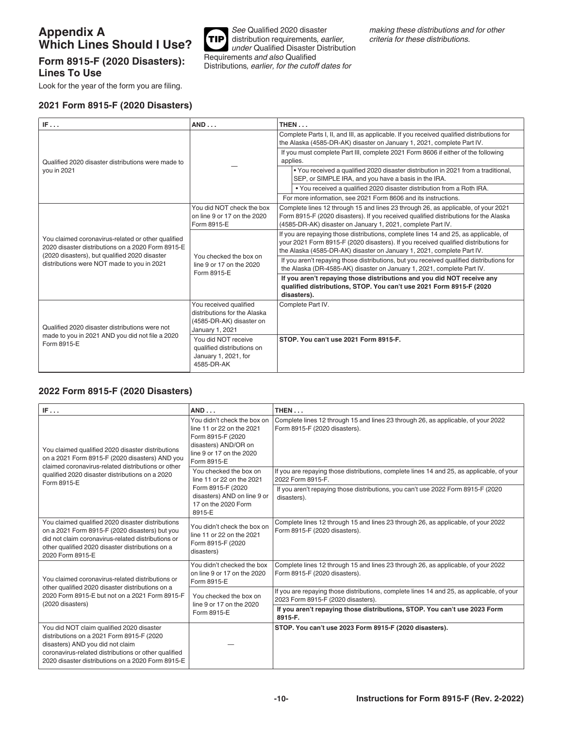## Appendix A Which Lines Should I Use?

### Form 8915-F (2020 Disasters): Lines To Use

Look for the year of the form you are filing.

**TIP** *See* Qualified 2020 disaster distribution requirements*, earlier, under* Qualified Disaster Distribution Requirements *and also* Qualified Distributions*, earlier, for the cutoff dates for making these distributions and for other criteria for these distributions.*

#### 2021 Form 8915-F (2020 Disasters)

| IF . . . | AND . . . | THEN . . . |
|---|---|---|
| Qualified 2020 disaster distributions were made to you in 2021 | — | Complete Parts I, II, and III, as applicable. If you received qualified distributions for the Alaska (4585-DR-AK) disaster on January 1, 2021, complete Part IV.<br>If you must complete Part III, complete 2021 Form 8606 if either of the following applies.<br>• You received a qualified 2020 disaster distribution in 2021 from a traditional, SEP, or SIMPLE IRA, and you have a basis in the IRA.<br>• You received a qualified 2020 disaster distribution from a Roth IRA.<br>For more information, see 2021 Form 8606 and its instructions. |
| You claimed coronavirus-related or other qualified 2020 disaster distributions on a 2020 Form 8915-E (2020 disasters), but qualified 2020 disaster distributions were NOT made to you in 2021 | You did NOT check the box on line 9 or 17 on the 2020 Form 8915-E | Complete lines 12 through 15 and lines 23 through 26, as applicable, of your 2021 Form 8915-F (2020 disasters). If you received qualified distributions for the Alaska (4585-DR-AK) disaster on January 1, 2021, complete Part IV. |
| | You checked the box on line 9 or 17 on the 2020 Form 8915-E | If you are repaying those distributions, complete lines 14 and 25, as applicable, of your 2021 Form 8915-F (2020 disasters). If you received qualified distributions for the Alaska (4585-DR-AK) disaster on January 1, 2021, complete Part IV.<br>If you aren't repaying those distributions, but you received qualified distributions for the Alaska (DR-4585-AK) disaster on January 1, 2021, complete Part IV.<br>**If you aren't repaying those distributions and you did NOT receive any qualified distributions, STOP. You can't use 2021 Form 8915-F (2020 disasters).** |
| Qualified 2020 disaster distributions were not made to you in 2021 AND you did not file a 2020 Form 8915-E | You received qualified distributions for the Alaska (4585-DR-AK) disaster on January 1, 2021 | Complete Part IV. |
| | You did NOT receive qualified distributions on January 1, 2021, for 4585-DR-AK | **STOP. You can't use 2021 Form 8915-F.** |

#### 2022 Form 8915-F (2020 Disasters)

| IF . . . | AND . . . | THEN . . . |
|---|---|---|
| You claimed qualified 2020 disaster distributions on a 2021 Form 8915-F (2020 disasters) AND you claimed coronavirus-related distributions or other qualified 2020 disaster distributions on a 2020 Form 8915-E | You didn't check the box on line 11 or 22 on the 2021 Form 8915-F (2020 disasters) AND/OR on line 9 or 17 on the 2020 Form 8915-E | Complete lines 12 through 15 and lines 23 through 26, as applicable, of your 2022 Form 8915-F (2020 disasters). |
| | You checked the box on line 11 or 22 on the 2021 Form 8915-F (2020 disasters) AND on line 9 or 17 on the 2020 Form 8915-E | If you are repaying those distributions, complete lines 14 and 25, as applicable, of your 2022 Form 8915-F.<br>If you aren't repaying those distributions, you can't use 2022 Form 8915-F (2020 disasters). |
| You claimed qualified 2020 disaster distributions on a 2021 Form 8915-F (2020 disasters) but you did not claim coronavirus-related distributions or other qualified 2020 disaster distributions on a 2020 Form 8915-E | You didn't check the box on line 11 or 22 on the 2021 Form 8915-F (2020 disasters) | Complete lines 12 through 15 and lines 23 through 26, as applicable, of your 2022 Form 8915-F (2020 disasters). |
| You claimed coronavirus-related distributions or other qualified 2020 disaster distributions on a 2020 Form 8915-E but not on a 2021 Form 8915-F (2020 disasters) | You didn't checked the box on line 9 or 17 on the 2020 Form 8915-E | Complete lines 12 through 15 and lines 23 through 26, as applicable, of your 2022 Form 8915-F (2020 disasters). |
| | You checked the box on line 9 or 17 on the 2020 Form 8915-E | If you are repaying those distributions, complete lines 14 and 25, as applicable, of your 2023 Form 8915-F (2020 disasters).<br>**If you aren't repaying those distributions, STOP. You can't use 2023 Form 8915-F.** |
| You did NOT claim qualified 2020 disaster distributions on a 2021 Form 8915-F (2020 disasters) AND you did not claim coronavirus-related distributions or other qualified 2020 disaster distributions on a 2020 Form 8915-E | — | **STOP. You can't use 2023 Form 8915-F (2020 disasters).** |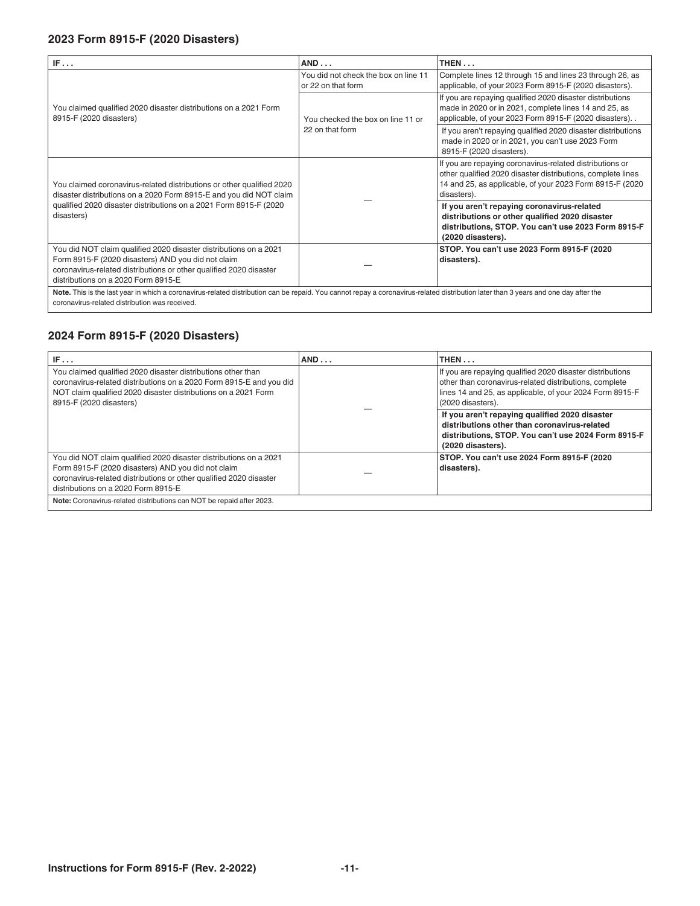### 2023 Form 8915-F (2020 Disasters)

| IF . . . | AND . . . | THEN . . . |
|---|---|---|
| You claimed qualified 2020 disaster distributions on a 2021 Form 8915-F (2020 disasters) | You did not check the box on line 11 or 22 on that form | Complete lines 12 through 15 and lines 23 through 26, as applicable, of your 2023 Form 8915-F (2020 disasters). |
| | You checked the box on line 11 or 22 on that form | If you are repaying qualified 2020 disaster distributions made in 2020 or in 2021, complete lines 14 and 25, as applicable, of your 2023 Form 8915-F (2020 disasters). . |
| | | If you aren't repaying qualified 2020 disaster distributions made in 2020 or in 2021, you can't use 2023 Form 8915-F (2020 disasters). |
| You claimed coronavirus-related distributions or other qualified 2020 disaster distributions on a 2020 Form 8915-E and you did NOT claim qualified 2020 disaster distributions on a 2021 Form 8915-F (2020 disasters) | — | If you are repaying coronavirus-related distributions or other qualified 2020 disaster distributions, complete lines 14 and 25, as applicable, of your 2023 Form 8915-F (2020 disasters). |
| | | **If you aren't repaying coronavirus-related distributions or other qualified 2020 disaster distributions, STOP. You can't use 2023 Form 8915-F (2020 disasters).** |
| You did NOT claim qualified 2020 disaster distributions on a 2021 Form 8915-F (2020 disasters) AND you did not claim coronavirus-related distributions or other qualified 2020 disaster distributions on a 2020 Form 8915-E | — | **STOP. You can't use 2023 Form 8915-F (2020 disasters).** |

**Note.** This is the last year in which a coronavirus-related distribution can be repaid. You cannot repay a coronavirus-related distribution later than 3 years and one day after the coronavirus-related distribution was received.

### 2024 Form 8915-F (2020 Disasters)

| IF . . . | AND . . . | THEN . . . |
|---|---|---|
| You claimed qualified 2020 disaster distributions other than coronavirus-related distributions on a 2020 Form 8915-E and you did NOT claim qualified 2020 disaster distributions on a 2021 Form 8915-F (2020 disasters) | — | If you are repaying qualified 2020 disaster distributions other than coronavirus-related distributions, complete lines 14 and 25, as applicable, of your 2024 Form 8915-F (2020 disasters). |
| | | **If you aren't repaying qualified 2020 disaster distributions other than coronavirus-related distributions, STOP. You can't use 2024 Form 8915-F (2020 disasters).** |
| You did NOT claim qualified 2020 disaster distributions on a 2021 Form 8915-F (2020 disasters) AND you did not claim coronavirus-related distributions or other qualified 2020 disaster distributions on a 2020 Form 8915-E | — | **STOP. You can't use 2024 Form 8915-F (2020 disasters).** |

**Note:** Coronavirus-related distributions can NOT be repaid after 2023.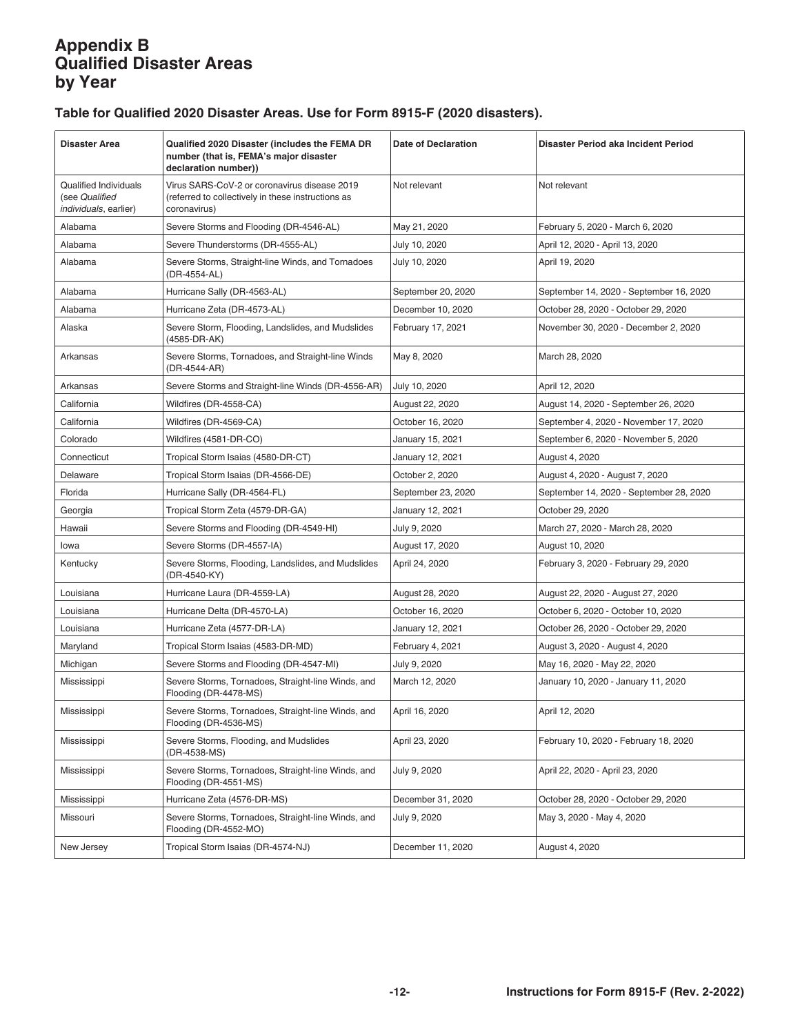# Appendix B Qualified Disaster Areas by Year

### Table for Qualified 2020 Disaster Areas. Use for Form 8915-F (2020 disasters).

| Disaster Area | Qualified 2020 Disaster (includes the FEMA DR number (that is, FEMA's major disaster declaration number)) | Date of Declaration | Disaster Period aka Incident Period |
|---|---|---|---|
| Qualified Individuals (see *Qualified individuals*, earlier) | Virus SARS-CoV-2 or coronavirus disease 2019 (referred to collectively in these instructions as coronavirus) | Not relevant | Not relevant |
| Alabama | Severe Storms and Flooding (DR-4546-AL) | May 21, 2020 | February 5, 2020 - March 6, 2020 |
| Alabama | Severe Thunderstorms (DR-4555-AL) | July 10, 2020 | April 12, 2020 - April 13, 2020 |
| Alabama | Severe Storms, Straight-line Winds, and Tornadoes (DR-4554-AL) | July 10, 2020 | April 19, 2020 |
| Alabama | Hurricane Sally (DR-4563-AL) | September 20, 2020 | September 14, 2020 - September 16, 2020 |
| Alabama | Hurricane Zeta (DR-4573-AL) | December 10, 2020 | October 28, 2020 - October 29, 2020 |
| Alaska | Severe Storm, Flooding, Landslides, and Mudslides (4585-DR-AK) | February 17, 2021 | November 30, 2020 - December 2, 2020 |
| Arkansas | Severe Storms, Tornadoes, and Straight-line Winds (DR-4544-AR) | May 8, 2020 | March 28, 2020 |
| Arkansas | Severe Storms and Straight-line Winds (DR-4556-AR) | July 10, 2020 | April 12, 2020 |
| California | Wildfires (DR-4558-CA) | August 22, 2020 | August 14, 2020 - September 26, 2020 |
| California | Wildfires (DR-4569-CA) | October 16, 2020 | September 4, 2020 - November 17, 2020 |
| Colorado | Wildfires (4581-DR-CO) | January 15, 2021 | September 6, 2020 - November 5, 2020 |
| Connecticut | Tropical Storm Isaias (4580-DR-CT) | January 12, 2021 | August 4, 2020 |
| Delaware | Tropical Storm Isaias (DR-4566-DE) | October 2, 2020 | August 4, 2020 - August 7, 2020 |
| Florida | Hurricane Sally (DR-4564-FL) | September 23, 2020 | September 14, 2020 - September 28, 2020 |
| Georgia | Tropical Storm Zeta (4579-DR-GA) | January 12, 2021 | October 29, 2020 |
| Hawaii | Severe Storms and Flooding (DR-4549-HI) | July 9, 2020 | March 27, 2020 - March 28, 2020 |
| Iowa | Severe Storms (DR-4557-IA) | August 17, 2020 | August 10, 2020 |
| Kentucky | Severe Storms, Flooding, Landslides, and Mudslides (DR-4540-KY) | April 24, 2020 | February 3, 2020 - February 29, 2020 |
| Louisiana | Hurricane Laura (DR-4559-LA) | August 28, 2020 | August 22, 2020 - August 27, 2020 |
| Louisiana | Hurricane Delta (DR-4570-LA) | October 16, 2020 | October 6, 2020 - October 10, 2020 |
| Louisiana | Hurricane Zeta (4577-DR-LA) | January 12, 2021 | October 26, 2020 - October 29, 2020 |
| Maryland | Tropical Storm Isaias (4583-DR-MD) | February 4, 2021 | August 3, 2020 - August 4, 2020 |
| Michigan | Severe Storms and Flooding (DR-4547-MI) | July 9, 2020 | May 16, 2020 - May 22, 2020 |
| Mississippi | Severe Storms, Tornadoes, Straight-line Winds, and Flooding (DR-4478-MS) | March 12, 2020 | January 10, 2020 - January 11, 2020 |
| Mississippi | Severe Storms, Tornadoes, Straight-line Winds, and Flooding (DR-4536-MS) | April 16, 2020 | April 12, 2020 |
| Mississippi | Severe Storms, Flooding, and Mudslides (DR-4538-MS) | April 23, 2020 | February 10, 2020 - February 18, 2020 |
| Mississippi | Severe Storms, Tornadoes, Straight-line Winds, and Flooding (DR-4551-MS) | July 9, 2020 | April 22, 2020 - April 23, 2020 |
| Mississippi | Hurricane Zeta (4576-DR-MS) | December 31, 2020 | October 28, 2020 - October 29, 2020 |
| Missouri | Severe Storms, Tornadoes, Straight-line Winds, and Flooding (DR-4552-MO) | July 9, 2020 | May 3, 2020 - May 4, 2020 |
| New Jersey | Tropical Storm Isaias (DR-4574-NJ) | December 11, 2020 | August 4, 2020 |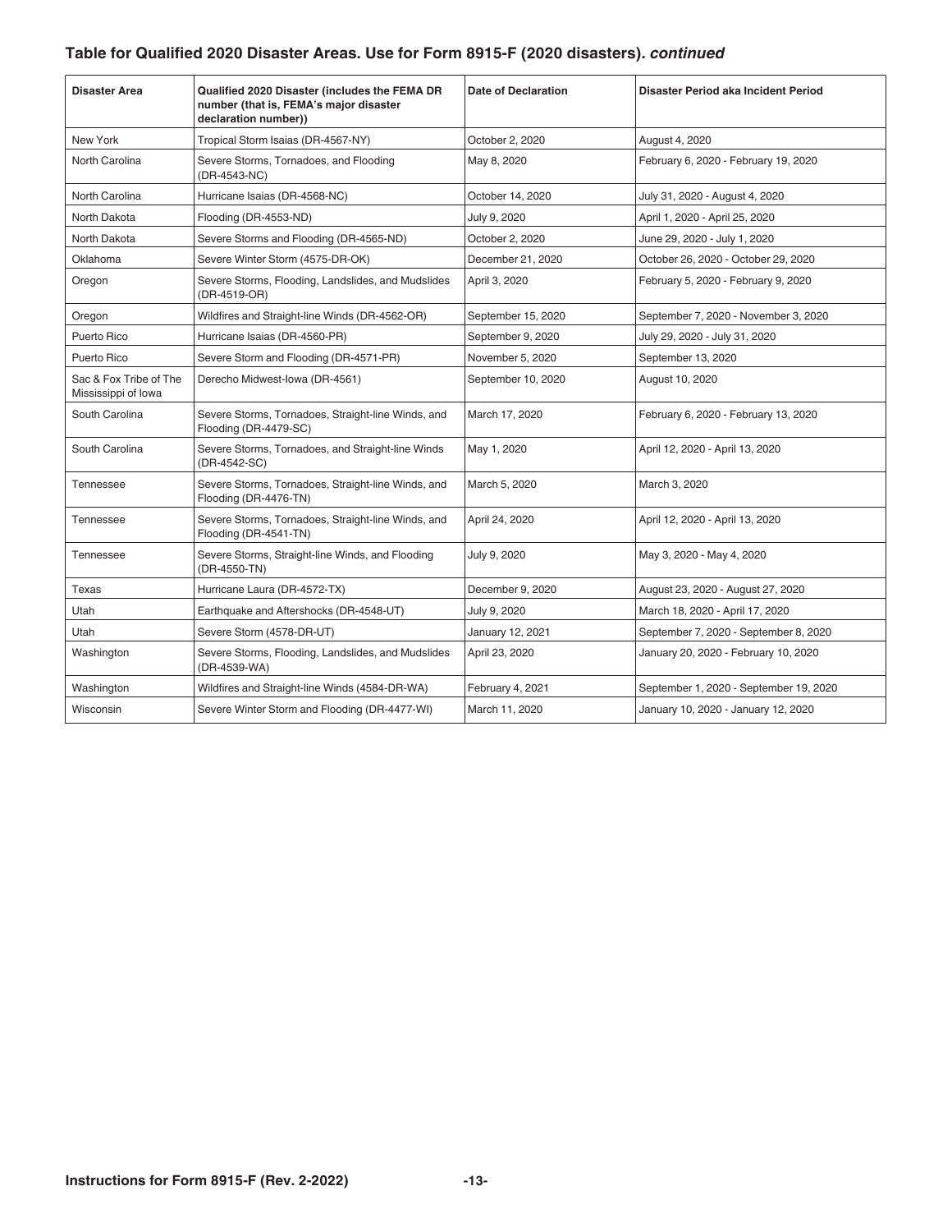### Table for Qualified 2020 Disaster Areas. Use for Form 8915-F (2020 disasters). *continued*

| Disaster Area | Qualified 2020 Disaster (includes the FEMA DR number (that is, FEMA's major disaster declaration number)) | Date of Declaration | Disaster Period aka Incident Period |
|---|---|---|---|
| New York | Tropical Storm Isaias (DR-4567-NY) | October 2, 2020 | August 4, 2020 |
| North Carolina | Severe Storms, Tornadoes, and Flooding (DR-4543-NC) | May 8, 2020 | February 6, 2020 - February 19, 2020 |
| North Carolina | Hurricane Isaias (DR-4568-NC) | October 14, 2020 | July 31, 2020 - August 4, 2020 |
| North Dakota | Flooding (DR-4553-ND) | July 9, 2020 | April 1, 2020 - April 25, 2020 |
| North Dakota | Severe Storms and Flooding (DR-4565-ND) | October 2, 2020 | June 29, 2020 - July 1, 2020 |
| Oklahoma | Severe Winter Storm (4575-DR-OK) | December 21, 2020 | October 26, 2020 - October 29, 2020 |
| Oregon | Severe Storms, Flooding, Landslides, and Mudslides (DR-4519-OR) | April 3, 2020 | February 5, 2020 - February 9, 2020 |
| Oregon | Wildfires and Straight-line Winds (DR-4562-OR) | September 15, 2020 | September 7, 2020 - November 3, 2020 |
| Puerto Rico | Hurricane Isaias (DR-4560-PR) | September 9, 2020 | July 29, 2020 - July 31, 2020 |
| Puerto Rico | Severe Storm and Flooding (DR-4571-PR) | November 5, 2020 | September 13, 2020 |
| Sac & Fox Tribe of The Mississippi of Iowa | Derecho Midwest-Iowa (DR-4561) | September 10, 2020 | August 10, 2020 |
| South Carolina | Severe Storms, Tornadoes, Straight-line Winds, and Flooding (DR-4479-SC) | March 17, 2020 | February 6, 2020 - February 13, 2020 |
| South Carolina | Severe Storms, Tornadoes, and Straight-line Winds (DR-4542-SC) | May 1, 2020 | April 12, 2020 - April 13, 2020 |
| Tennessee | Severe Storms, Tornadoes, Straight-line Winds, and Flooding (DR-4476-TN) | March 5, 2020 | March 3, 2020 |
| Tennessee | Severe Storms, Tornadoes, Straight-line Winds, and Flooding (DR-4541-TN) | April 24, 2020 | April 12, 2020 - April 13, 2020 |
| Tennessee | Severe Storms, Straight-line Winds, and Flooding (DR-4550-TN) | July 9, 2020 | May 3, 2020 - May 4, 2020 |
| Texas | Hurricane Laura (DR-4572-TX) | December 9, 2020 | August 23, 2020 - August 27, 2020 |
| Utah | Earthquake and Aftershocks (DR-4548-UT) | July 9, 2020 | March 18, 2020 - April 17, 2020 |
| Utah | Severe Storm (4578-DR-UT) | January 12, 2021 | September 7, 2020 - September 8, 2020 |
| Washington | Severe Storms, Flooding, Landslides, and Mudslides (DR-4539-WA) | April 23, 2020 | January 20, 2020 - February 10, 2020 |
| Washington | Wildfires and Straight-line Winds (4584-DR-WA) | February 4, 2021 | September 1, 2020 - September 19, 2020 |
| Wisconsin | Severe Winter Storm and Flooding (DR-4477-WI) | March 11, 2020 | January 10, 2020 - January 12, 2020 |